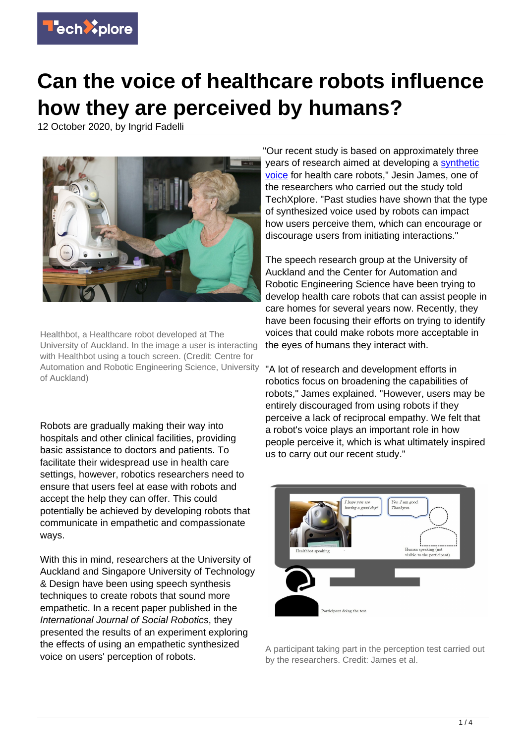# Can the voice of healthcare robots influence how they are perceived by humans?

12 October 2020, by Ingrid Fadelli

Healthbot, a Healthcare robot developed at The University of Auckland. In the image a user is interacting with Healthbot using a touch screen. (Credit: Centre for Automation and Robotic Engineering Science, University of Auckland)

Robots are gradually making their way into hospitals and other clinical facilities, providing basic assistance to doctors and patients. To facilitate their widespread use in health care settings, however, robotics researchers need to ensure that users feel at ease with robots and accept the help they can offer. This could potentially be achieved by developing robots that communicate in empathetic and compassionate ways.

With this in mind, researchers at the University of Auckland and Singapore University of Technology & Design have been using speech synthesis techniques to create robots that sound more empathetic. In a recent paper published in the *International Journal of Social Robotics*, they presented the results of an experiment exploring the effects of using an empathetic synthesized voice on users' perception of robots.

"Our recent study is based on approximately three years of research aimed at developing a synthetic voice for health care robots," Jesin James, one of the researchers who carried out the study told TechXplore. "Past studies have shown that the type of synthesized voice used by robots can impact how users perceive them, which can encourage or discourage users from initiating interactions."

The speech research group at the University of Auckland and the Center for Automation and Robotic Engineering Science have been trying to develop health care robots that can assist people in care homes for several years now. Recently, they have been focusing their efforts on trying to identify voices that could make robots more acceptable in the eyes of humans they interact with.

"A lot of research and development efforts in robotics focus on broadening the capabilities of robots," James explained. "However, users may be entirely discouraged from using robots if they perceive a lack of reciprocal empathy. We felt that a robot's voice plays an important role in how people perceive it, which is what ultimately inspired us to carry out our recent study."

A participant taking part in the perception test carried out by the researchers. Credit: James et al.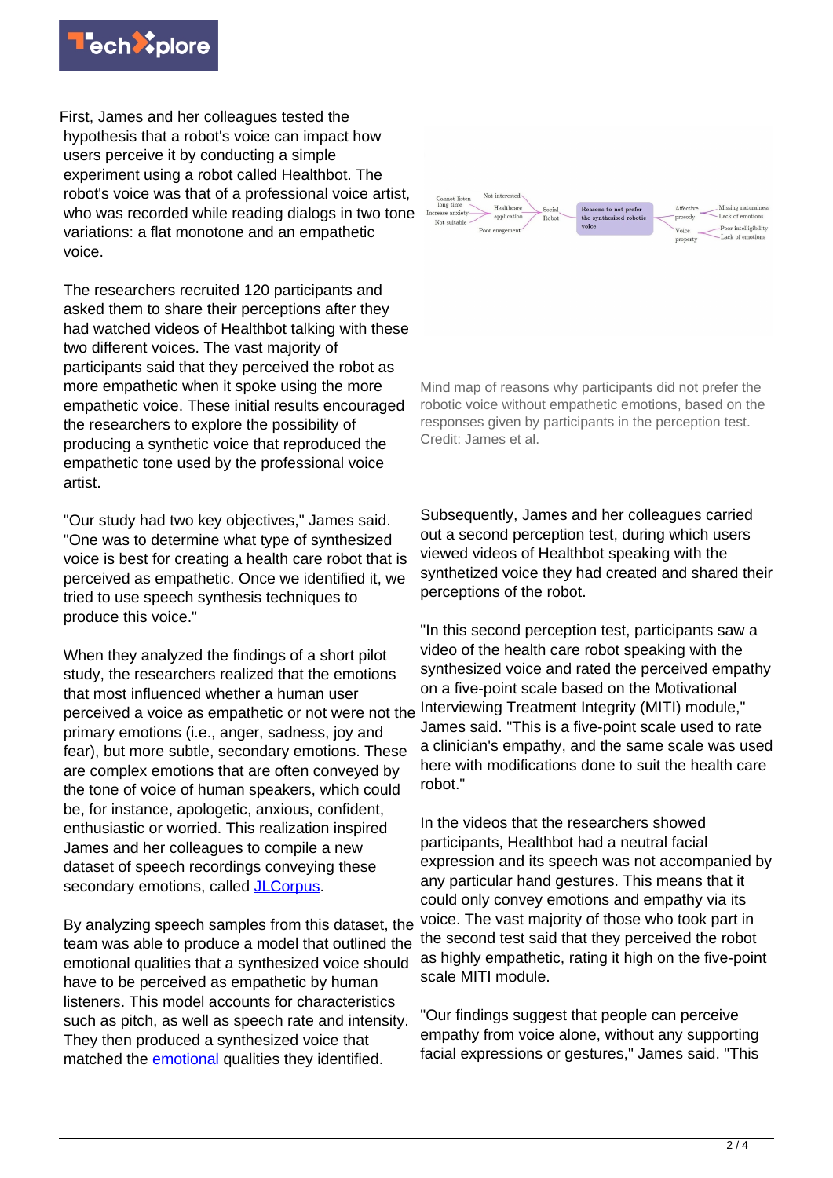First, James and her colleagues tested the hypothesis that a robot's voice can impact how users perceive it by conducting a simple experiment using a robot called Healthbot. The robot's voice was that of a professional voice artist, who was recorded while reading dialogs in two tone variations: a flat monotone and an empathetic voice.

The researchers recruited 120 participants and asked them to share their perceptions after they had watched videos of Healthbot talking with these two different voices. The vast majority of participants said that they perceived the robot as more empathetic when it spoke using the more empathetic voice. These initial results encouraged the researchers to explore the possibility of producing a synthetic voice that reproduced the empathetic tone used by the professional voice artist.

"Our study had two key objectives," James said. "One was to determine what type of synthesized voice is best for creating a health care robot that is perceived as empathetic. Once we identified it, we tried to use speech synthesis techniques to produce this voice."

When they analyzed the findings of a short pilot study, the researchers realized that the emotions that most influenced whether a human user perceived a voice as empathetic or not were not the primary emotions (i.e., anger, sadness, joy and fear), but more subtle, secondary emotions. These are complex emotions that are often conveyed by the tone of voice of human speakers, which could be, for instance, apologetic, anxious, confident, enthusiastic or worried. This realization inspired James and her colleagues to compile a new dataset of speech recordings conveying these secondary emotions, called JLCorpus.

By analyzing speech samples from this dataset, the team was able to produce a model that outlined the emotional qualities that a synthesized voice should have to be perceived as empathetic by human listeners. This model accounts for characteristics such as pitch, as well as speech rate and intensity. They then produced a synthesized voice that matched the emotional qualities they identified.

Mind map of reasons why participants did not prefer the robotic voice without empathetic emotions, based on the responses given by participants in the perception test. Credit: James et al.

Subsequently, James and her colleagues carried out a second perception test, during which users viewed videos of Healthbot speaking with the synthetized voice they had created and shared their perceptions of the robot.

"In this second perception test, participants saw a video of the health care robot speaking with the synthesized voice and rated the perceived empathy on a five-point scale based on the Motivational Interviewing Treatment Integrity (MITI) module," James said. "This is a five-point scale used to rate a clinician's empathy, and the same scale was used here with modifications done to suit the health care robot."

In the videos that the researchers showed participants, Healthbot had a neutral facial expression and its speech was not accompanied by any particular hand gestures. This means that it could only convey emotions and empathy via its voice. The vast majority of those who took part in the second test said that they perceived the robot as highly empathetic, rating it high on the five-point scale MITI module.

"Our findings suggest that people can perceive empathy from voice alone, without any supporting facial expressions or gestures," James said. "This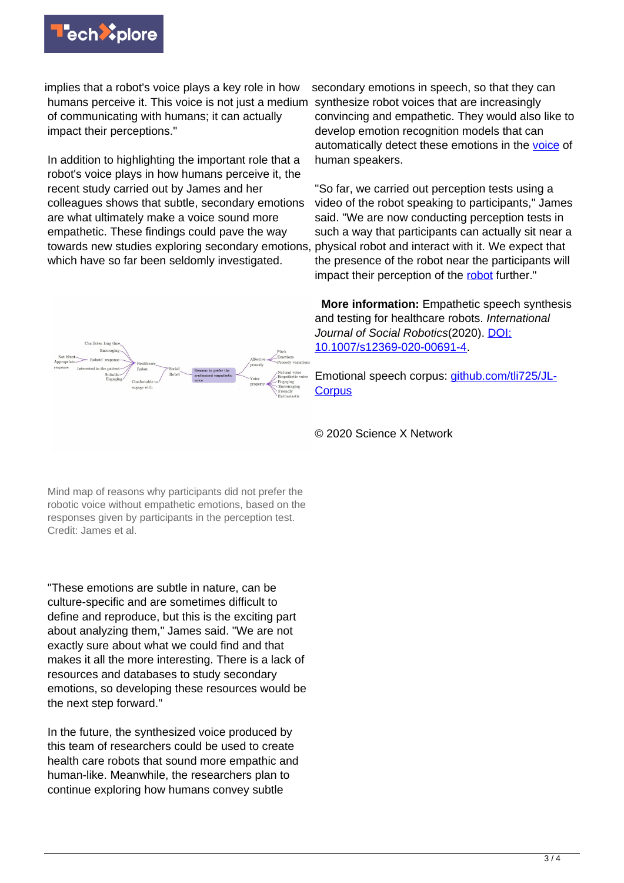implies that a robot's voice plays a key role in how humans perceive it. This voice is not just a medium of communicating with humans; it can actually impact their perceptions."

In addition to highlighting the important role that a robot's voice plays in how humans perceive it, the recent study carried out by James and her colleagues shows that subtle, secondary emotions are what ultimately make a voice sound more empathetic. These findings could pave the way towards new studies exploring secondary emotions, which have so far been seldomly investigated.

Mind map of reasons why participants did not prefer the robotic voice without empathetic emotions, based on the responses given by participants in the perception test. Credit: James et al.

"These emotions are subtle in nature, can be culture-specific and are sometimes difficult to define and reproduce, but this is the exciting part about analyzing them," James said. "We are not exactly sure about what we could find and that makes it all the more interesting. There is a lack of resources and databases to study secondary emotions, so developing these resources would be the next step forward."

In the future, the synthesized voice produced by this team of researchers could be used to create health care robots that sound more empathic and human-like. Meanwhile, the researchers plan to continue exploring how humans convey subtle secondary emotions in speech, so that they can synthesize robot voices that are increasingly convincing and empathetic. They would also like to develop emotion recognition models that can automatically detect these emotions in the voice of human speakers.

"So far, we carried out perception tests using a video of the robot speaking to participants," James said. "We are now conducting perception tests in such a way that participants can actually sit near a physical robot and interact with it. We expect that the presence of the robot near the participants will impact their perception of the robot further."

**More information:** Empathetic speech synthesis and testing for healthcare robots. *International Journal of Social Robotics*(2020). DOI: 10.1007/s12369-020-00691-4.

Emotional speech corpus: github.com/tli725/JL-Corpus

© 2020 Science X Network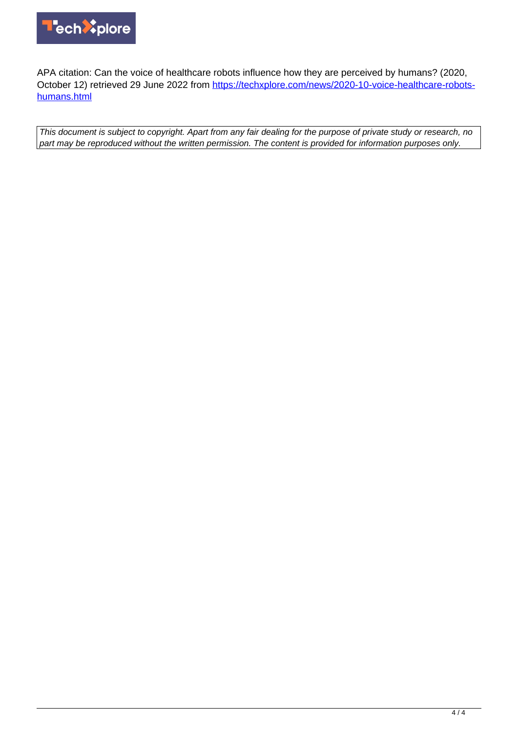APA citation: Can the voice of healthcare robots influence how they are perceived by humans? (2020, October 12) retrieved 29 June 2022 from [https://techxplore.com/news/2020-10-voice-healthcare-robots-humans.html](https://techxplore.com/news/2020-10-voice-healthcare-robots-humans.html)

*This document is subject to copyright. Apart from any fair dealing for the purpose of private study or research, no part may be reproduced without the written permission. The content is provided for information purposes only.*